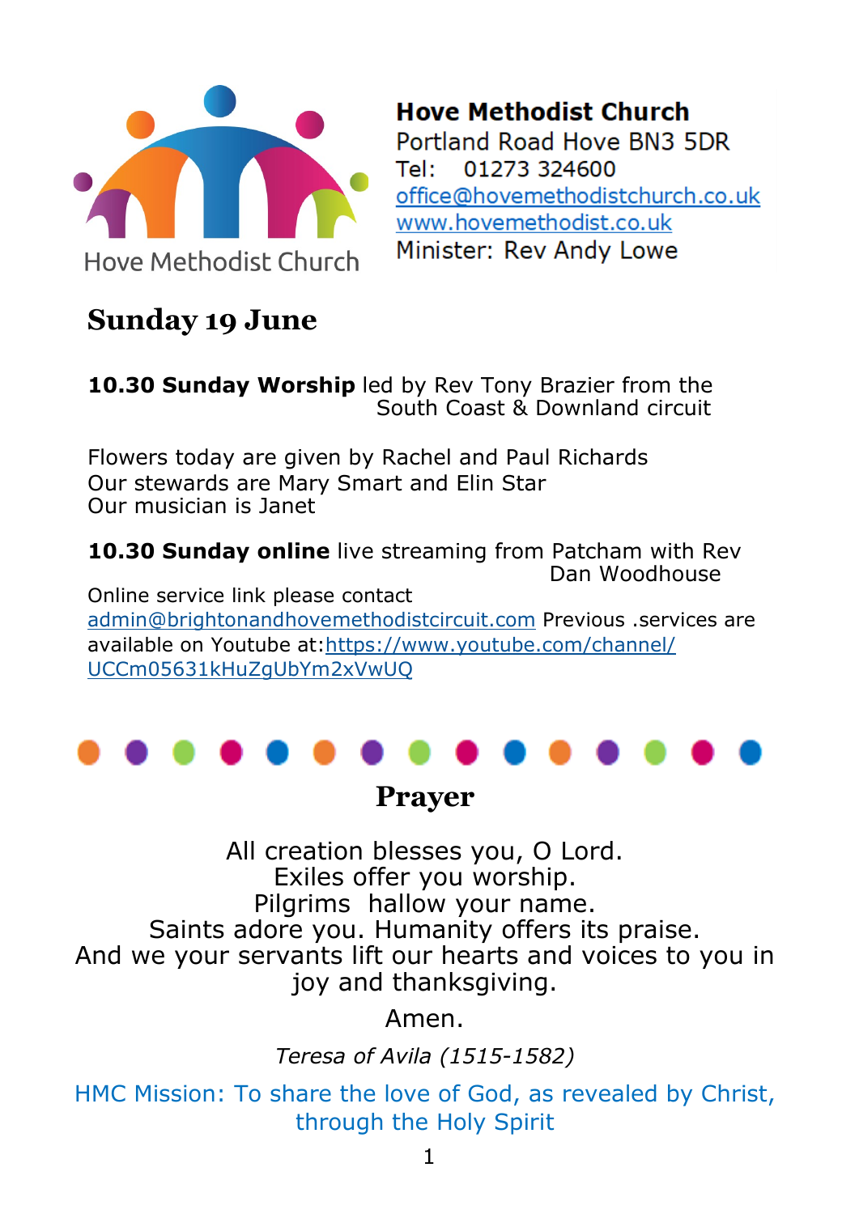Hove Methodist Church

**Hove Methodist Church**
Portland Road Hove BN3 5DR
Tel: 01273 324600
office@hovemethodistchurch.co.uk
www.hovemethodist.co.uk
Minister: Rev Andy Lowe

## Sunday 19 June

**10.30 Sunday Worship** led by Rev Tony Brazier from the South Coast & Downland circuit

Flowers today are given by Rachel and Paul Richards
Our stewards are Mary Smart and Elin Star
Our musician is Janet

**10.30 Sunday online** live streaming from Patcham with Rev Dan Woodhouse

Online service link please contact admin@brightonandhovemethodistcircuit.com Previous .services are available on Youtube at:https://www.youtube.com/channel/UCCm05631kHuZgUbYm2xVwUQ

## Prayer

All creation blesses you, O Lord.
Exiles offer you worship.
Pilgrims hallow your name.
Saints adore you. Humanity offers its praise.
And we your servants lift our hearts and voices to you in joy and thanksgiving.

Amen.

*Teresa of Avila (1515-1582)*

HMC Mission: To share the love of God, as revealed by Christ, through the Holy Spirit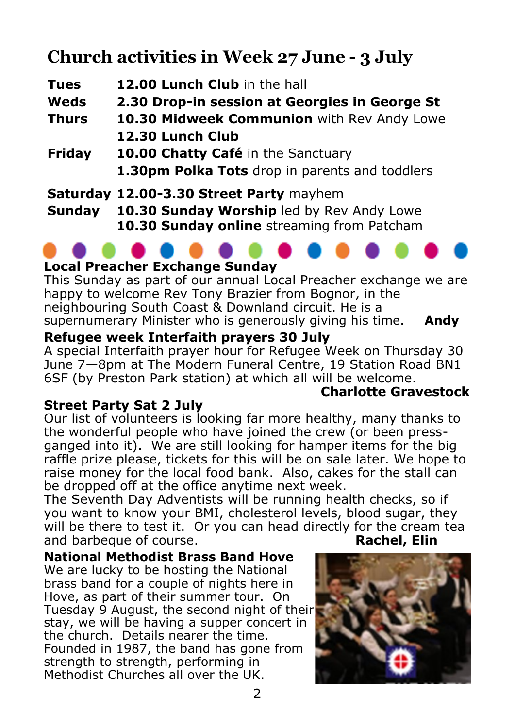# Church activities in Week 27 June - 3 July

| | |
|---|---|
| **Tues** | **12.00 Lunch Club** in the hall |
| **Weds** | **2.30 Drop-in session at Georgies in George St** |
| **Thurs** | **10.30 Midweek Communion** with Rev Andy Lowe |
| | **12.30 Lunch Club** |
| **Friday** | **10.00 Chatty Café** in the Sanctuary |
| | **1.30pm Polka Tots** drop in parents and toddlers |
| **Saturday** | **12.00-3.30 Street Party** mayhem |
| **Sunday** | **10.30 Sunday Worship** led by Rev Andy Lowe |
| | **10.30 Sunday online** streaming from Patcham |

### Local Preacher Exchange Sunday

This Sunday as part of our annual Local Preacher exchange we are happy to welcome Rev Tony Brazier from Bognor, in the neighbouring South Coast & Downland circuit. He is a supernumerary Minister who is generously giving his time. **Andy**

### Refugee week Interfaith prayers 30 July

A special Interfaith prayer hour for Refugee Week on Thursday 30 June 7—8pm at The Modern Funeral Centre, 19 Station Road BN1 6SF (by Preston Park station) at which all will be welcome.

**Charlotte Gravestock**

### Street Party Sat 2 July

Our list of volunteers is looking far more healthy, many thanks to the wonderful people who have joined the crew (or been press-ganged into it). We are still looking for hamper items for the big raffle prize please, tickets for this will be on sale later. We hope to raise money for the local food bank. Also, cakes for the stall can be dropped off at the office anytime next week.

The Seventh Day Adventists will be running health checks, so if you want to know your BMI, cholesterol levels, blood sugar, they will be there to test it. Or you can head directly for the cream tea and barbeque of course. **Rachel, Elin**

### National Methodist Brass Band Hove

We are lucky to be hosting the National brass band for a couple of nights here in Hove, as part of their summer tour. On Tuesday 9 August, the second night of their stay, we will be having a supper concert in the church. Details nearer the time. Founded in 1987, the band has gone from strength to strength, performing in Methodist Churches all over the UK.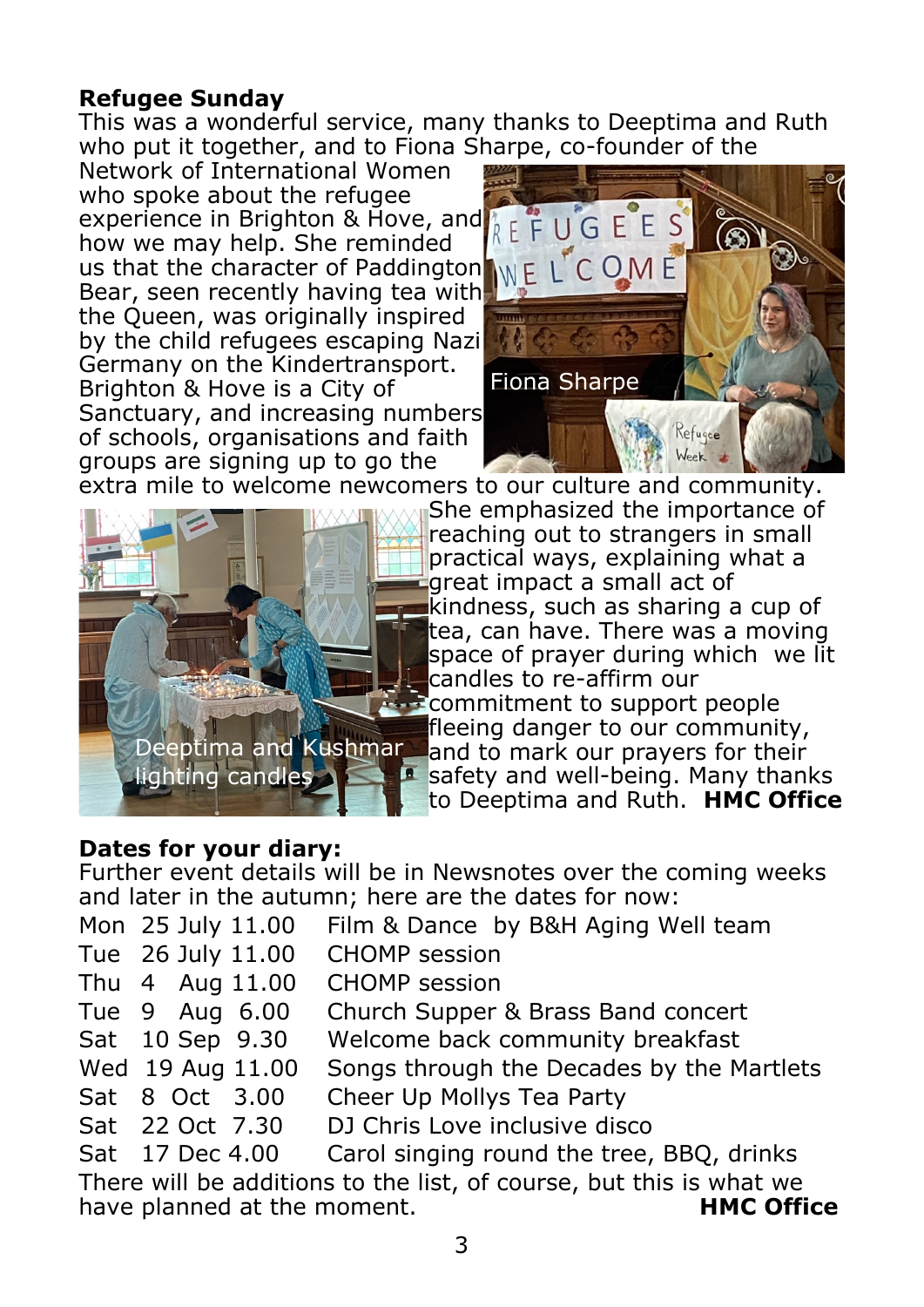## Refugee Sunday

This was a wonderful service, many thanks to Deeptima and Ruth who put it together, and to Fiona Sharpe, co-founder of the Network of International Women who spoke about the refugee experience in Brighton & Hove, and how we may help. She reminded us that the character of Paddington Bear, seen recently having tea with the Queen, was originally inspired by the child refugees escaping Nazi Germany on the Kindertransport. Brighton & Hove is a City of Sanctuary, and increasing numbers of schools, organisations and faith groups are signing up to go the extra mile to welcome newcomers to our culture and community.

Fiona Sharpe

She emphasized the importance of reaching out to strangers in small practical ways, explaining what a great impact a small act of kindness, such as sharing a cup of tea, can have. There was a moving space of prayer during which we lit candles to re-affirm our commitment to support people fleeing danger to our community, and to mark our prayers for their safety and well-being. Many thanks to Deeptima and Ruth. **HMC Office**

Deeptima and Kushmar lighting candles

## Dates for your diary:

Further event details will be in Newsnotes over the coming weeks and later in the autumn; here are the dates for now:

| | | | |
|---|---|---|---|
| Mon | 25 July | 11.00 | Film & Dance by B&H Aging Well team |
| Tue | 26 July | 11.00 | CHOMP session |
| Thu | 4 Aug | 11.00 | CHOMP session |
| Tue | 9 Aug | 6.00 | Church Supper & Brass Band concert |
| Sat | 10 Sep | 9.30 | Welcome back community breakfast |
| Wed | 19 Aug | 11.00 | Songs through the Decades by the Martlets |
| Sat | 8 Oct | 3.00 | Cheer Up Mollys Tea Party |
| Sat | 22 Oct | 7.30 | DJ Chris Love inclusive disco |
| Sat | 17 Dec | 4.00 | Carol singing round the tree, BBQ, drinks |

There will be additions to the list, of course, but this is what we have planned at the moment. **HMC Office**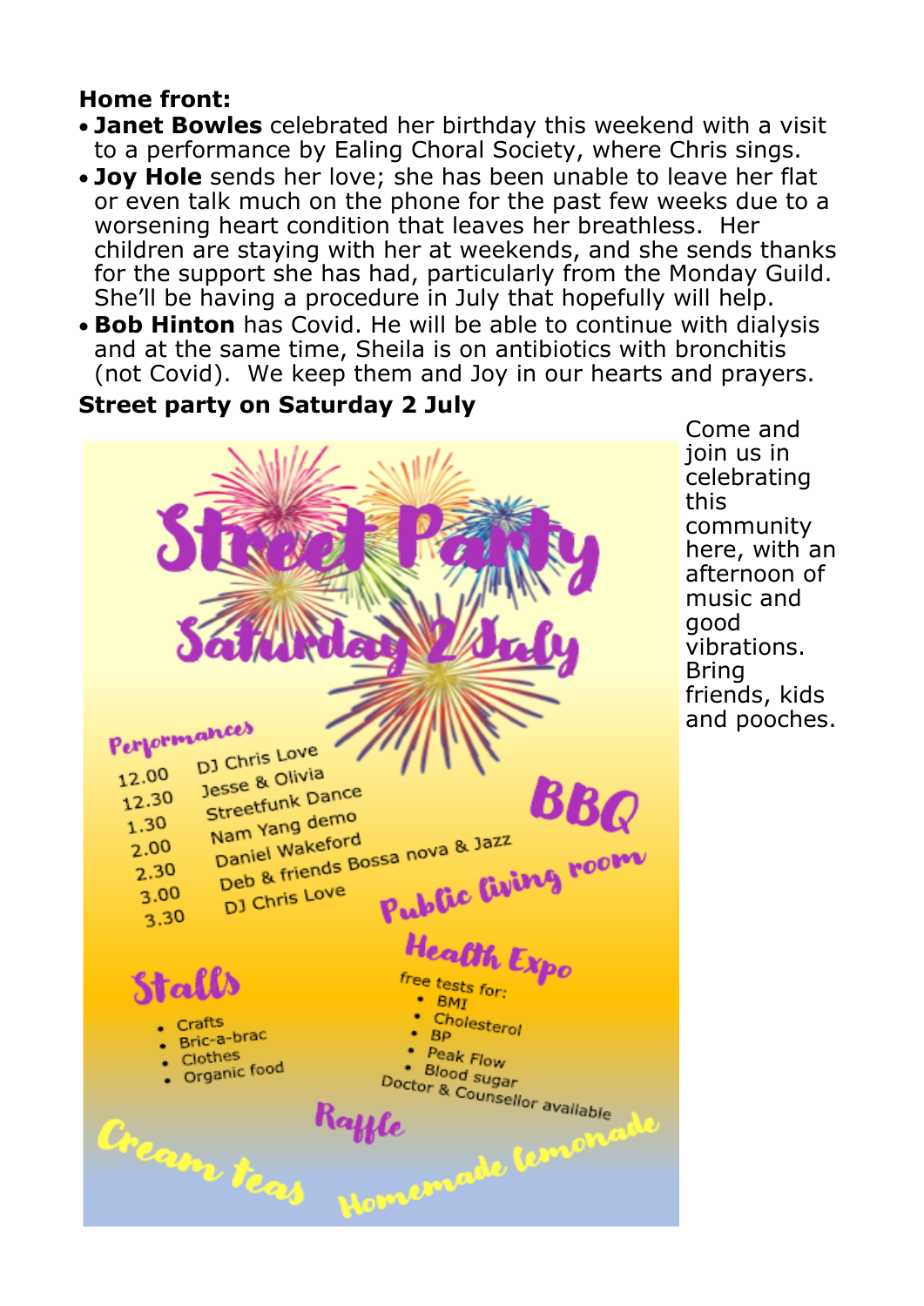**Home front:**

- **Janet Bowles** celebrated her birthday this weekend with a visit to a performance by Ealing Choral Society, where Chris sings.
- **Joy Hole** sends her love; she has been unable to leave her flat or even talk much on the phone for the past few weeks due to a worsening heart condition that leaves her breathless. Her children are staying with her at weekends, and she sends thanks for the support she has had, particularly from the Monday Guild. She'll be having a procedure in July that hopefully will help.
- **Bob Hinton** has Covid. He will be able to continue with dialysis and at the same time, Sheila is on antibiotics with bronchitis (not Covid). We keep them and Joy in our hearts and prayers.

**Street party on Saturday 2 July**

Street Party

Saturday 2 July

Performances

12.00 DJ Chris Love
12.30 Jesse & Olivia
1.30 Streetfunk Dance
2.00 Nam Yang demo
2.30 Daniel Wakeford
3.00 Deb & friends Bossa nova & Jazz
3.30 DJ Chris Love

BBQ

Public living room

Health Expo

free tests for:
- BMI
- Cholesterol
- BP
- Peak Flow
- Blood sugar

Doctor & Counsellor available

Stalls

- Crafts
- Bric-a-brac
- Clothes
- Organic food

Raffle

Cream teas

Homemade lemonade

Come and join us in celebrating this community here, with an afternoon of music and good vibrations. Bring friends, kids and pooches.